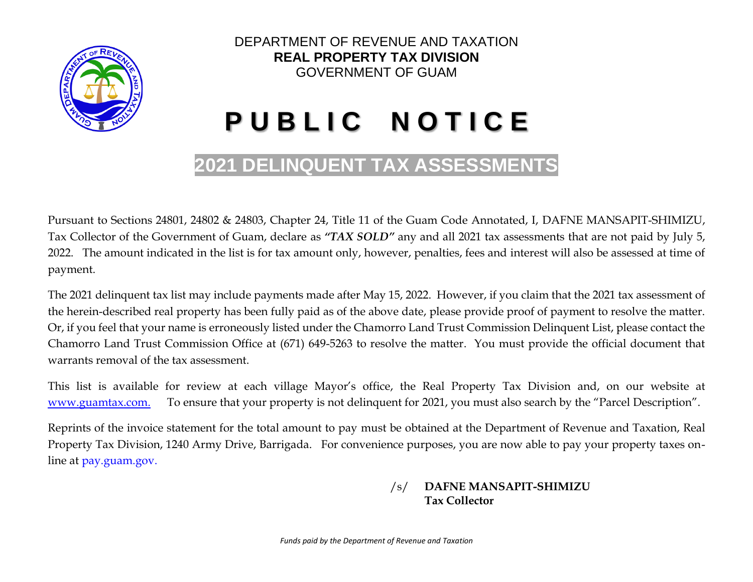DEPARTMENT OF REVENUE AND TAXATION
**REAL PROPERTY TAX DIVISION**
GOVERNMENT OF GUAM

# PUBLIC NOTICE

## 2021 DELINQUENT TAX ASSESSMENTS

Pursuant to Sections 24801, 24802 & 24803, Chapter 24, Title 11 of the Guam Code Annotated, I, DAFNE MANSAPIT-SHIMIZU, Tax Collector of the Government of Guam, declare as ***"TAX SOLD"*** any and all 2021 tax assessments that are not paid by July 5, 2022. The amount indicated in the list is for tax amount only, however, penalties, fees and interest will also be assessed at time of payment.

The 2021 delinquent tax list may include payments made after May 15, 2022. However, if you claim that the 2021 tax assessment of the herein-described real property has been fully paid as of the above date, please provide proof of payment to resolve the matter. Or, if you feel that your name is erroneously listed under the Chamorro Land Trust Commission Delinquent List, please contact the Chamorro Land Trust Commission Office at (671) 649-5263 to resolve the matter. You must provide the official document that warrants removal of the tax assessment.

This list is available for review at each village Mayor's office, the Real Property Tax Division and, on our website at www.guamtax.com. To ensure that your property is not delinquent for 2021, you must also search by the "Parcel Description".

Reprints of the invoice statement for the total amount to pay must be obtained at the Department of Revenue and Taxation, Real Property Tax Division, 1240 Army Drive, Barrigada. For convenience purposes, you are now able to pay your property taxes on-line at pay.guam.gov.

/s/ **DAFNE MANSAPIT-SHIMIZU**
**Tax Collector**

*Funds paid by the Department of Revenue and Taxation*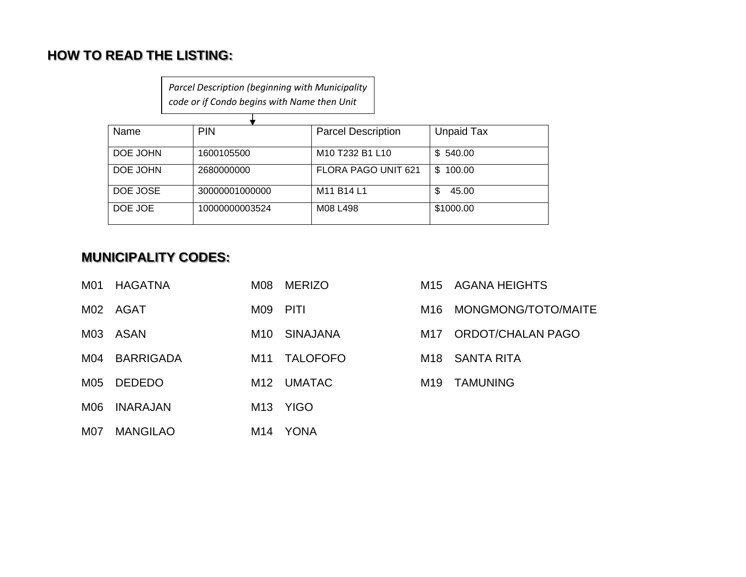## HOW TO READ THE LISTING:

*Parcel Description (beginning with Municipality code or if Condo begins with Name then Unit*

| Name | PIN | Parcel Description | Unpaid Tax |
|---|---|---|---|
| DOE JOHN | 1600105500 | M10 T232 B1 L10 | $ 540.00 |
| DOE JOHN | 2680000000 | FLORA PAGO UNIT 621 | $ 100.00 |
| DOE JOSE | 30000001000000 | M11 B14 L1 | $ 45.00 |
| DOE JOE | 10000000003524 | M08 L498 | $1000.00 |

## MUNICIPALITY CODES:

M01 HAGATNA

M02 AGAT

M03 ASAN

M04 BARRIGADA

M05 DEDEDO

M06 INARAJAN

M07 MANGILAO

M08 MERIZO

M09 PITI

M10 SINAJANA

M11 TALOFOFO

M12 UMATAC

M13 YIGO

M14 YONA

M15 AGANA HEIGHTS

M16 MONGMONG/TOTO/MAITE

M17 ORDOT/CHALAN PAGO

M18 SANTA RITA

M19 TAMUNING